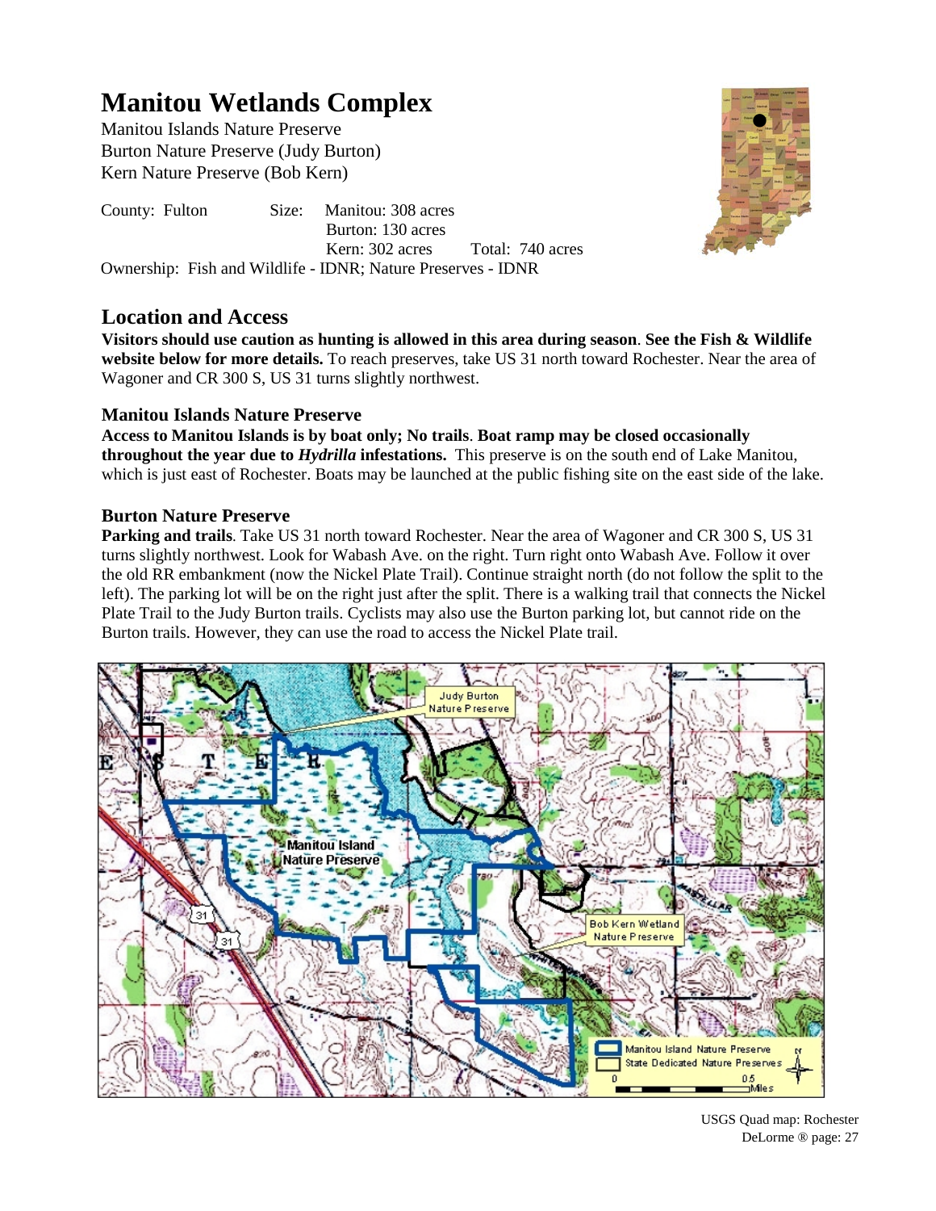# Manitou Wetlands Complex

Manitou Islands Nature Preserve
Burton Nature Preserve (Judy Burton)
Kern Nature Preserve (Bob Kern)

County: Fulton    Size: Manitou: 308 acres
Burton: 130 acres
Kern: 302 acres    Total: 740 acres

Ownership: Fish and Wildlife - IDNR; Nature Preserves - IDNR

## Location and Access

**Visitors should use caution as hunting is allowed in this area during season**. **See the Fish & Wildlife website below for more details.** To reach preserves, take US 31 north toward Rochester. Near the area of Wagoner and CR 300 S, US 31 turns slightly northwest.

### Manitou Islands Nature Preserve

**Access to Manitou Islands is by boat only; No trails**. **Boat ramp may be closed occasionally throughout the year due to *Hydrilla* infestations.** This preserve is on the south end of Lake Manitou, which is just east of Rochester. Boats may be launched at the public fishing site on the east side of the lake.

### Burton Nature Preserve

**Parking and trails**. Take US 31 north toward Rochester. Near the area of Wagoner and CR 300 S, US 31 turns slightly northwest. Look for Wabash Ave. on the right. Turn right onto Wabash Ave. Follow it over the old RR embankment (now the Nickel Plate Trail). Continue straight north (do not follow the split to the left). The parking lot will be on the right just after the split. There is a walking trail that connects the Nickel Plate Trail to the Judy Burton trails. Cyclists may also use the Burton parking lot, but cannot ride on the Burton trails. However, they can use the road to access the Nickel Plate trail.

USGS Quad map: Rochester
DeLorme ® page: 27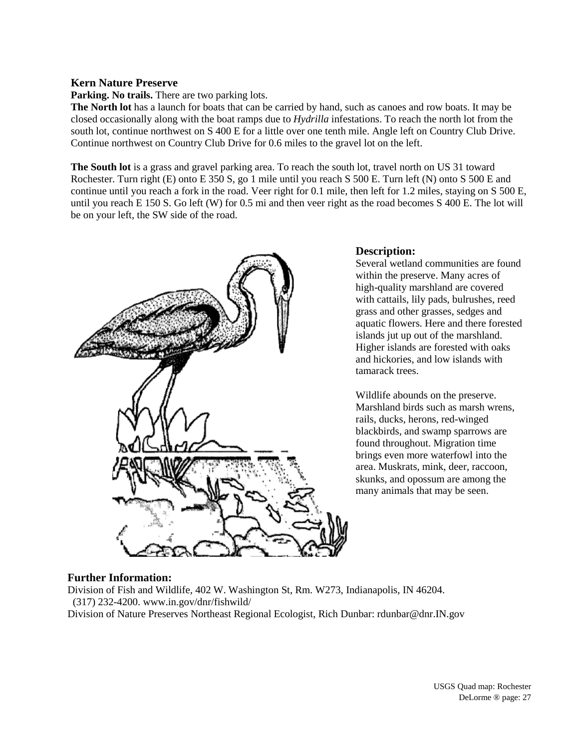## Kern Nature Preserve

**Parking. No trails.** There are two parking lots.

**The North lot** has a launch for boats that can be carried by hand, such as canoes and row boats. It may be closed occasionally along with the boat ramps due to *Hydrilla* infestations. To reach the north lot from the south lot, continue northwest on S 400 E for a little over one tenth mile. Angle left on Country Club Drive. Continue northwest on Country Club Drive for 0.6 miles to the gravel lot on the left.

**The South lot** is a grass and gravel parking area. To reach the south lot, travel north on US 31 toward Rochester. Turn right (E) onto E 350 S, go 1 mile until you reach S 500 E. Turn left (N) onto S 500 E and continue until you reach a fork in the road. Veer right for 0.1 mile, then left for 1.2 miles, staying on S 500 E, until you reach E 150 S. Go left (W) for 0.5 mi and then veer right as the road becomes S 400 E. The lot will be on your left, the SW side of the road.

### Description:

Several wetland communities are found within the preserve. Many acres of high-quality marshland are covered with cattails, lily pads, bulrushes, reed grass and other grasses, sedges and aquatic flowers. Here and there forested islands jut up out of the marshland. Higher islands are forested with oaks and hickories, and low islands with tamarack trees.

Wildlife abounds on the preserve. Marshland birds such as marsh wrens, rails, ducks, herons, red-winged blackbirds, and swamp sparrows are found throughout. Migration time brings even more waterfowl into the area. Muskrats, mink, deer, raccoon, skunks, and opossum are among the many animals that may be seen.

### Further Information:

Division of Fish and Wildlife, 402 W. Washington St, Rm. W273, Indianapolis, IN 46204.
(317) 232-4200. www.in.gov/dnr/fishwild/
Division of Nature Preserves Northeast Regional Ecologist, Rich Dunbar: rdunbar@dnr.IN.gov

USGS Quad map: Rochester
DeLorme ® page: 27